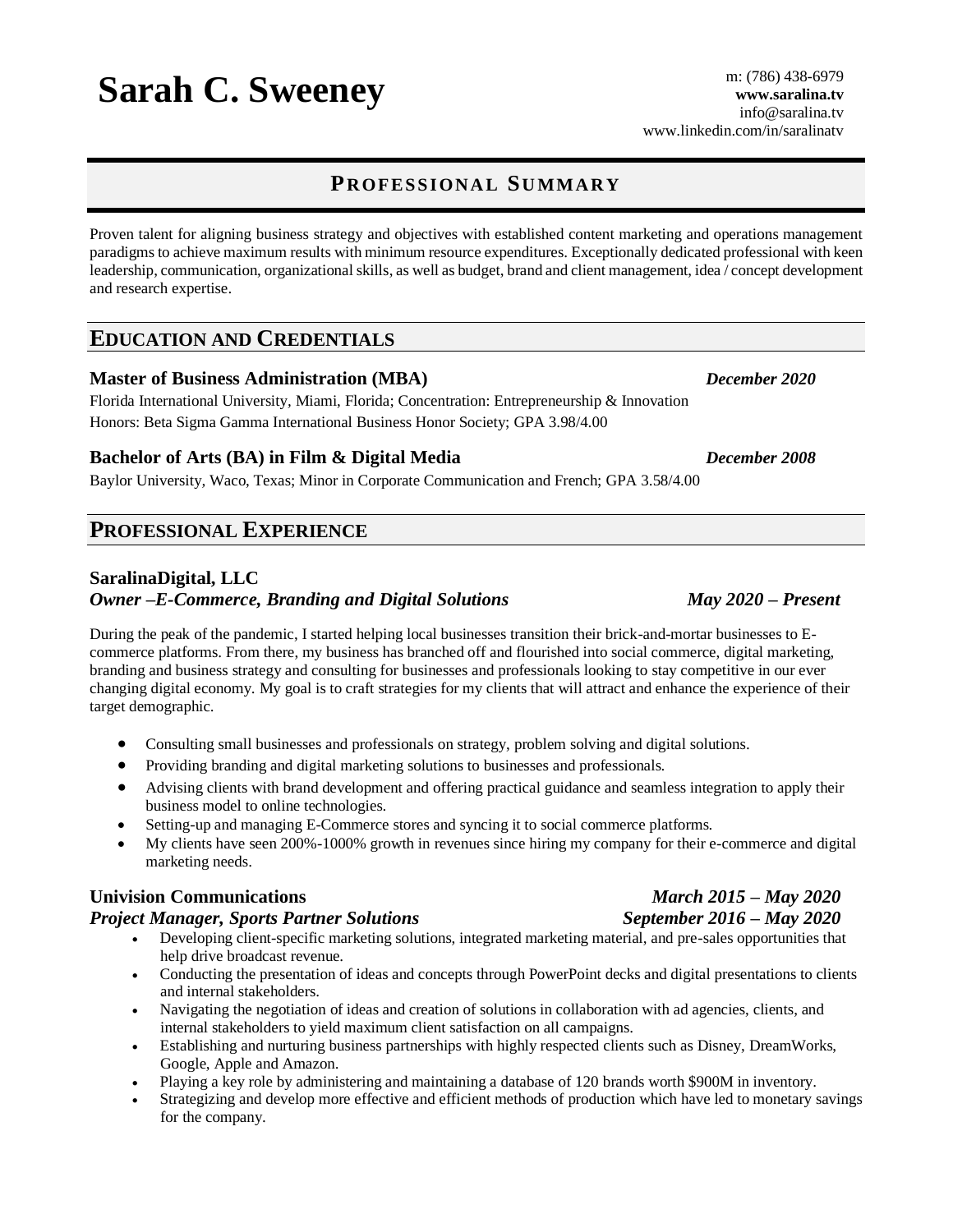# Sarah C. Sweeney

m: (786) 438-6979
**www.saralina.tv**
info@saralina.tv
www.linkedin.com/in/saralinatv

## PROFESSIONAL SUMMARY

Proven talent for aligning business strategy and objectives with established content marketing and operations management paradigms to achieve maximum results with minimum resource expenditures. Exceptionally dedicated professional with keen leadership, communication, organizational skills, as well as budget, brand and client management, idea / concept development and research expertise.

## EDUCATION AND CREDENTIALS

**Master of Business Administration (MBA)** — ***December 2020***

Florida International University, Miami, Florida; Concentration: Entrepreneurship & Innovation
Honors: Beta Sigma Gamma International Business Honor Society; GPA 3.98/4.00

**Bachelor of Arts (BA) in Film & Digital Media** — ***December 2008***

Baylor University, Waco, Texas; Minor in Corporate Communication and French; GPA 3.58/4.00

## PROFESSIONAL EXPERIENCE

### SaralinaDigital, LLC
***Owner –E-Commerce, Branding and Digital Solutions*** — ***May 2020 – Present***

During the peak of the pandemic, I started helping local businesses transition their brick-and-mortar businesses to E-commerce platforms. From there, my business has branched off and flourished into social commerce, digital marketing, branding and business strategy and consulting for businesses and professionals looking to stay competitive in our ever changing digital economy. My goal is to craft strategies for my clients that will attract and enhance the experience of their target demographic.

- Consulting small businesses and professionals on strategy, problem solving and digital solutions.
- Providing branding and digital marketing solutions to businesses and professionals.
- Advising clients with brand development and offering practical guidance and seamless integration to apply their business model to online technologies.
- Setting-up and managing E-Commerce stores and syncing it to social commerce platforms.
- My clients have seen 200%-1000% growth in revenues since hiring my company for their e-commerce and digital marketing needs.

### Univision Communications — ***March 2015 – May 2020***
***Project Manager, Sports Partner Solutions*** — ***September 2016 – May 2020***

- Developing client-specific marketing solutions, integrated marketing material, and pre-sales opportunities that help drive broadcast revenue.
- Conducting the presentation of ideas and concepts through PowerPoint decks and digital presentations to clients and internal stakeholders.
- Navigating the negotiation of ideas and creation of solutions in collaboration with ad agencies, clients, and internal stakeholders to yield maximum client satisfaction on all campaigns.
- Establishing and nurturing business partnerships with highly respected clients such as Disney, DreamWorks, Google, Apple and Amazon.
- Playing a key role by administering and maintaining a database of 120 brands worth $900M in inventory.
- Strategizing and develop more effective and efficient methods of production which have led to monetary savings for the company.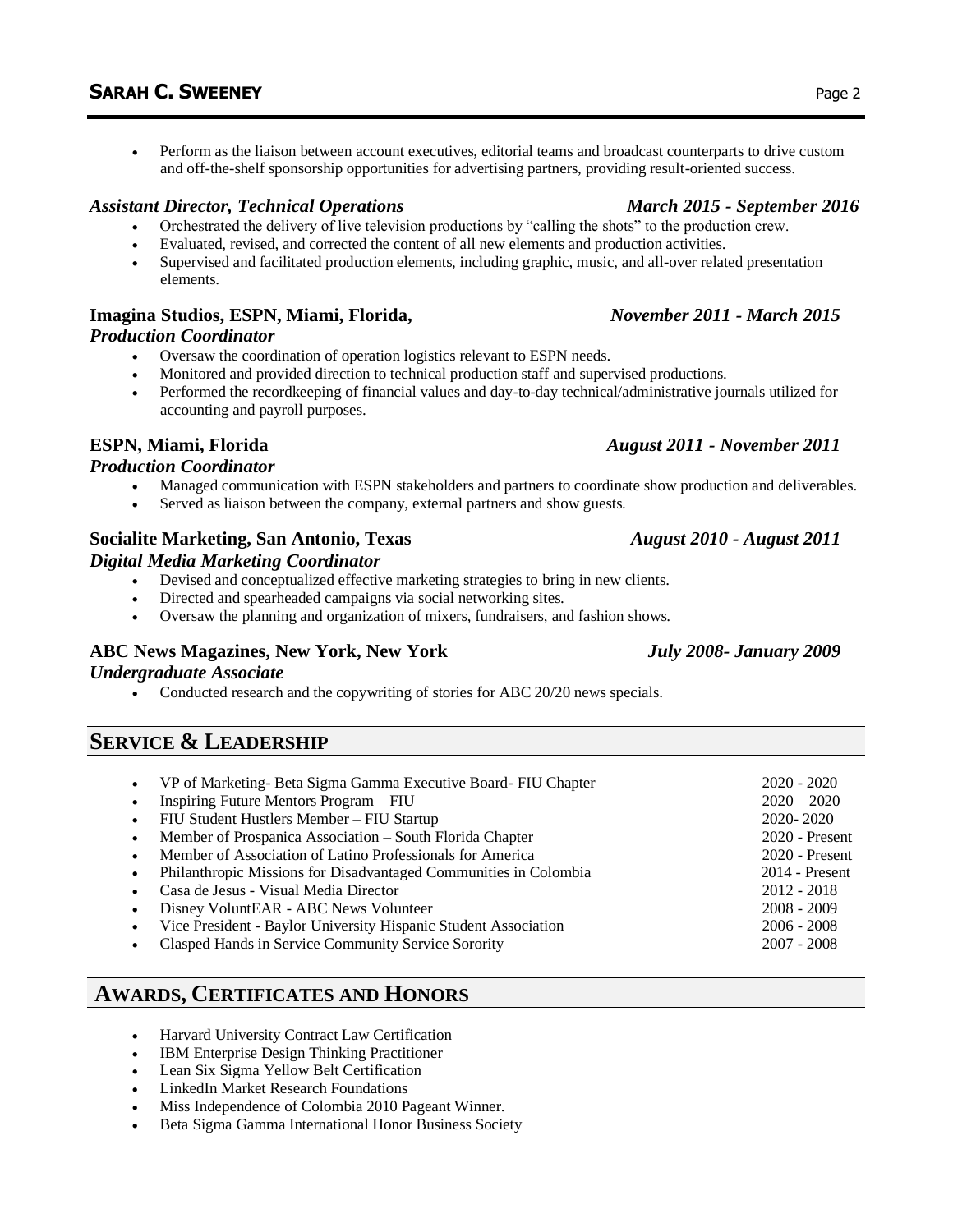- Perform as the liaison between account executives, editorial teams and broadcast counterparts to drive custom and off-the-shelf sponsorship opportunities for advertising partners, providing result-oriented success.

***Assistant Director, Technical Operations*** ***March 2015 - September 2016***

- Orchestrated the delivery of live television productions by "calling the shots" to the production crew.
- Evaluated, revised, and corrected the content of all new elements and production activities.
- Supervised and facilitated production elements, including graphic, music, and all-over related presentation elements.

**Imagina Studios, ESPN, Miami, Florida,** ***November 2011 - March 2015***
***Production Coordinator***

- Oversaw the coordination of operation logistics relevant to ESPN needs.
- Monitored and provided direction to technical production staff and supervised productions.
- Performed the recordkeeping of financial values and day-to-day technical/administrative journals utilized for accounting and payroll purposes.

**ESPN, Miami, Florida** ***August 2011 - November 2011***
***Production Coordinator***

- Managed communication with ESPN stakeholders and partners to coordinate show production and deliverables.
- Served as liaison between the company, external partners and show guests.

**Socialite Marketing, San Antonio, Texas** ***August 2010 - August 2011***
***Digital Media Marketing Coordinator***

- Devised and conceptualized effective marketing strategies to bring in new clients.
- Directed and spearheaded campaigns via social networking sites.
- Oversaw the planning and organization of mixers, fundraisers, and fashion shows.

**ABC News Magazines, New York, New York** ***July 2008- January 2009***
***Undergraduate Associate***

- Conducted research and the copywriting of stories for ABC 20/20 news specials.

## SERVICE & LEADERSHIP

- VP of Marketing- Beta Sigma Gamma Executive Board- FIU Chapter — 2020 - 2020
- Inspiring Future Mentors Program – FIU — 2020 – 2020
- FIU Student Hustlers Member – FIU Startup — 2020- 2020
- Member of Prospanica Association – South Florida Chapter — 2020 - Present
- Member of Association of Latino Professionals for America — 2020 - Present
- Philanthropic Missions for Disadvantaged Communities in Colombia — 2014 - Present
- Casa de Jesus - Visual Media Director — 2012 - 2018
- Disney VoluntEAR - ABC News Volunteer — 2008 - 2009
- Vice President - Baylor University Hispanic Student Association — 2006 - 2008
- Clasped Hands in Service Community Service Sorority — 2007 - 2008

## AWARDS, CERTIFICATES AND HONORS

- Harvard University Contract Law Certification
- IBM Enterprise Design Thinking Practitioner
- Lean Six Sigma Yellow Belt Certification
- LinkedIn Market Research Foundations
- Miss Independence of Colombia 2010 Pageant Winner.
- Beta Sigma Gamma International Honor Business Society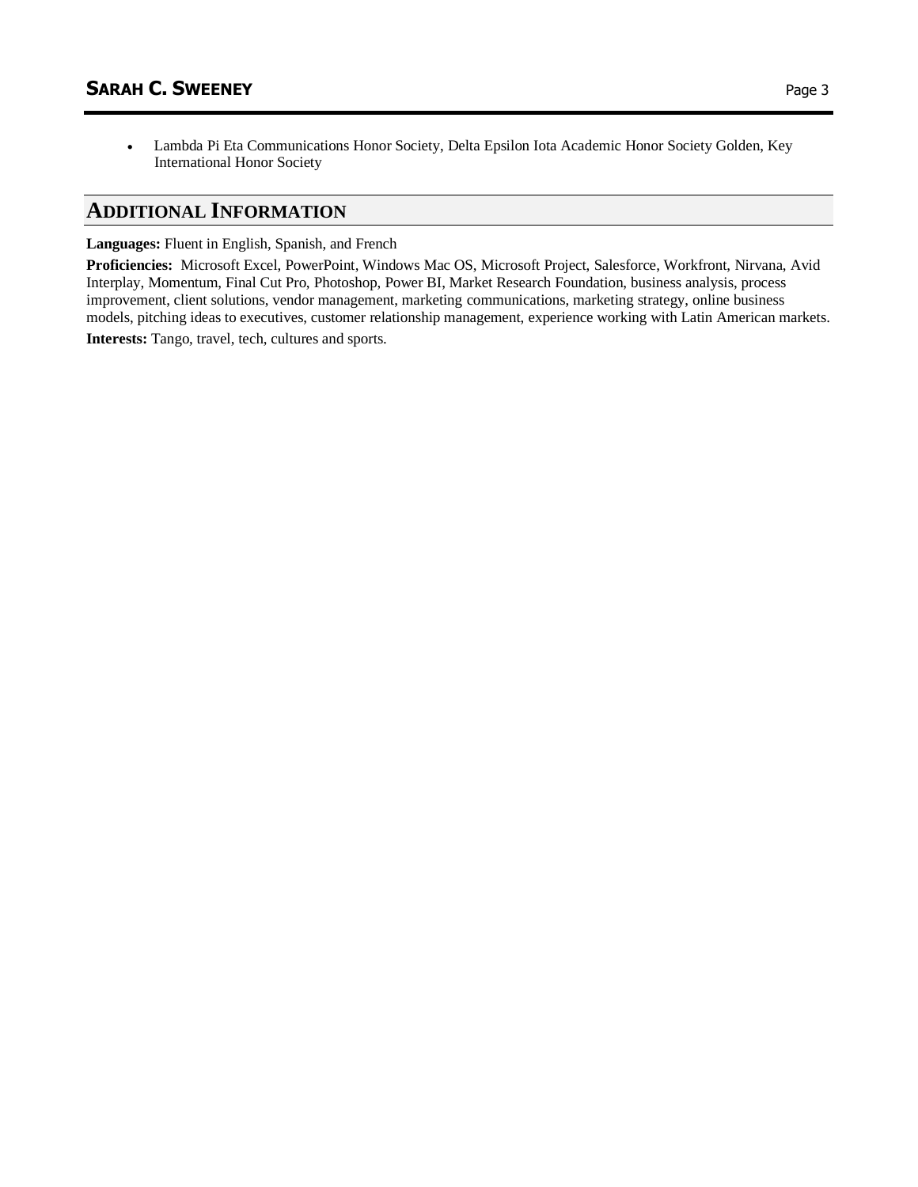- Lambda Pi Eta Communications Honor Society, Delta Epsilon Iota Academic Honor Society Golden, Key International Honor Society

## ADDITIONAL INFORMATION

**Languages:** Fluent in English, Spanish, and French

**Proficiencies:** Microsoft Excel, PowerPoint, Windows Mac OS, Microsoft Project, Salesforce, Workfront, Nirvana, Avid Interplay, Momentum, Final Cut Pro, Photoshop, Power BI, Market Research Foundation, business analysis, process improvement, client solutions, vendor management, marketing communications, marketing strategy, online business models, pitching ideas to executives, customer relationship management, experience working with Latin American markets.

**Interests:** Tango, travel, tech, cultures and sports.